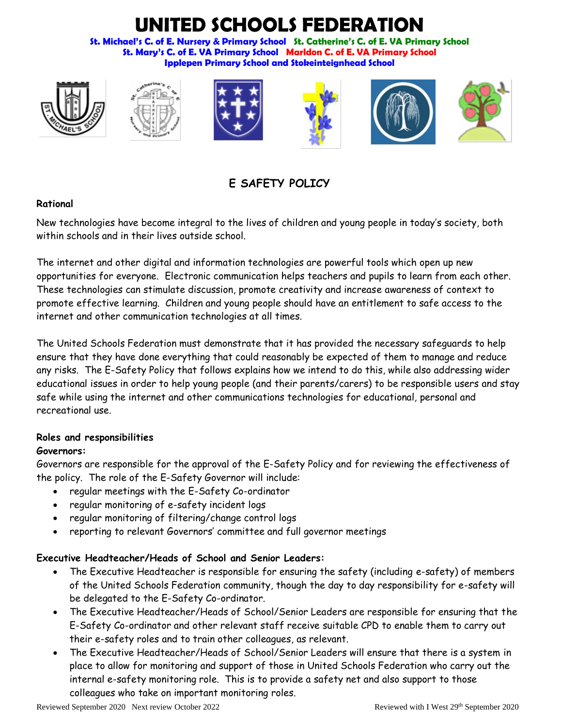# UNITED SCHOOLS FEDERATION

**St. Michael's C. of E. Nursery & Primary School  St. Catherine's C. of E. VA Primary School**
**St. Mary's C. of E. VA Primary School  Marldon C. of E. VA Primary School**
**Ipplepen Primary School and Stokeinteignhead School**

## E SAFETY POLICY

**Rational**

New technologies have become integral to the lives of children and young people in today's society, both within schools and in their lives outside school.

The internet and other digital and information technologies are powerful tools which open up new opportunities for everyone. Electronic communication helps teachers and pupils to learn from each other. These technologies can stimulate discussion, promote creativity and increase awareness of context to promote effective learning. Children and young people should have an entitlement to safe access to the internet and other communication technologies at all times.

The United Schools Federation must demonstrate that it has provided the necessary safeguards to help ensure that they have done everything that could reasonably be expected of them to manage and reduce any risks. The E-Safety Policy that follows explains how we intend to do this, while also addressing wider educational issues in order to help young people (and their parents/carers) to be responsible users and stay safe while using the internet and other communications technologies for educational, personal and recreational use.

**Roles and responsibilities**

**Governors:**

Governors are responsible for the approval of the E-Safety Policy and for reviewing the effectiveness of the policy. The role of the E-Safety Governor will include:

- regular meetings with the E-Safety Co-ordinator
- regular monitoring of e-safety incident logs
- regular monitoring of filtering/change control logs
- reporting to relevant Governors' committee and full governor meetings

**Executive Headteacher/Heads of School and Senior Leaders:**

- The Executive Headteacher is responsible for ensuring the safety (including e-safety) of members of the United Schools Federation community, though the day to day responsibility for e-safety will be delegated to the E-Safety Co-ordinator.
- The Executive Headteacher/Heads of School/Senior Leaders are responsible for ensuring that the E-Safety Co-ordinator and other relevant staff receive suitable CPD to enable them to carry out their e-safety roles and to train other colleagues, as relevant.
- The Executive Headteacher/Heads of School/Senior Leaders will ensure that there is a system in place to allow for monitoring and support of those in United Schools Federation who carry out the internal e-safety monitoring role. This is to provide a safety net and also support to those colleagues who take on important monitoring roles.

Reviewed September 2020 Next review October 2022  Reviewed with I West 29th September 2020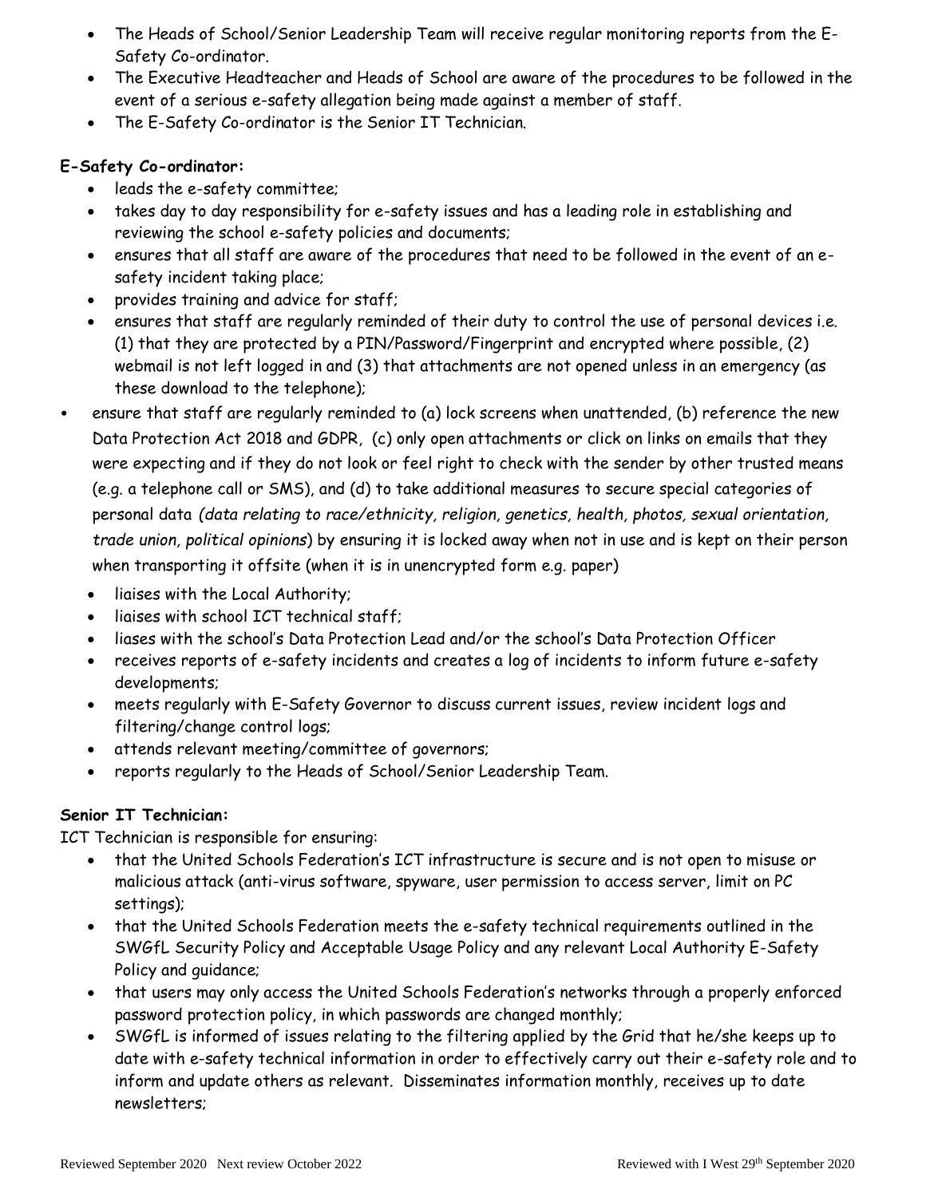- The Heads of School/Senior Leadership Team will receive regular monitoring reports from the E-Safety Co-ordinator.
- The Executive Headteacher and Heads of School are aware of the procedures to be followed in the event of a serious e-safety allegation being made against a member of staff.
- The E-Safety Co-ordinator is the Senior IT Technician.

**E-Safety Co-ordinator:**

- leads the e-safety committee;
- takes day to day responsibility for e-safety issues and has a leading role in establishing and reviewing the school e-safety policies and documents;
- ensures that all staff are aware of the procedures that need to be followed in the event of an e-safety incident taking place;
- provides training and advice for staff;
- ensures that staff are regularly reminded of their duty to control the use of personal devices i.e. (1) that they are protected by a PIN/Password/Fingerprint and encrypted where possible, (2) webmail is not left logged in and (3) that attachments are not opened unless in an emergency (as these download to the telephone);
- ensure that staff are regularly reminded to (a) lock screens when unattended, (b) reference the new Data Protection Act 2018 and GDPR, (c) only open attachments or click on links on emails that they were expecting and if they do not look or feel right to check with the sender by other trusted means (e.g. a telephone call or SMS), and (d) to take additional measures to secure special categories of personal data *(data relating to race/ethnicity, religion, genetics, health, photos, sexual orientation, trade union, political opinions*) by ensuring it is locked away when not in use and is kept on their person when transporting it offsite (when it is in unencrypted form e.g. paper)
- liaises with the Local Authority;
- liaises with school ICT technical staff;
- liases with the school's Data Protection Lead and/or the school's Data Protection Officer
- receives reports of e-safety incidents and creates a log of incidents to inform future e-safety developments;
- meets regularly with E-Safety Governor to discuss current issues, review incident logs and filtering/change control logs;
- attends relevant meeting/committee of governors;
- reports regularly to the Heads of School/Senior Leadership Team.

**Senior IT Technician:**

ICT Technician is responsible for ensuring:

- that the United Schools Federation's ICT infrastructure is secure and is not open to misuse or malicious attack (anti-virus software, spyware, user permission to access server, limit on PC settings);
- that the United Schools Federation meets the e-safety technical requirements outlined in the SWGfL Security Policy and Acceptable Usage Policy and any relevant Local Authority E-Safety Policy and guidance;
- that users may only access the United Schools Federation's networks through a properly enforced password protection policy, in which passwords are changed monthly;
- SWGfL is informed of issues relating to the filtering applied by the Grid that he/she keeps up to date with e-safety technical information in order to effectively carry out their e-safety role and to inform and update others as relevant. Disseminates information monthly, receives up to date newsletters;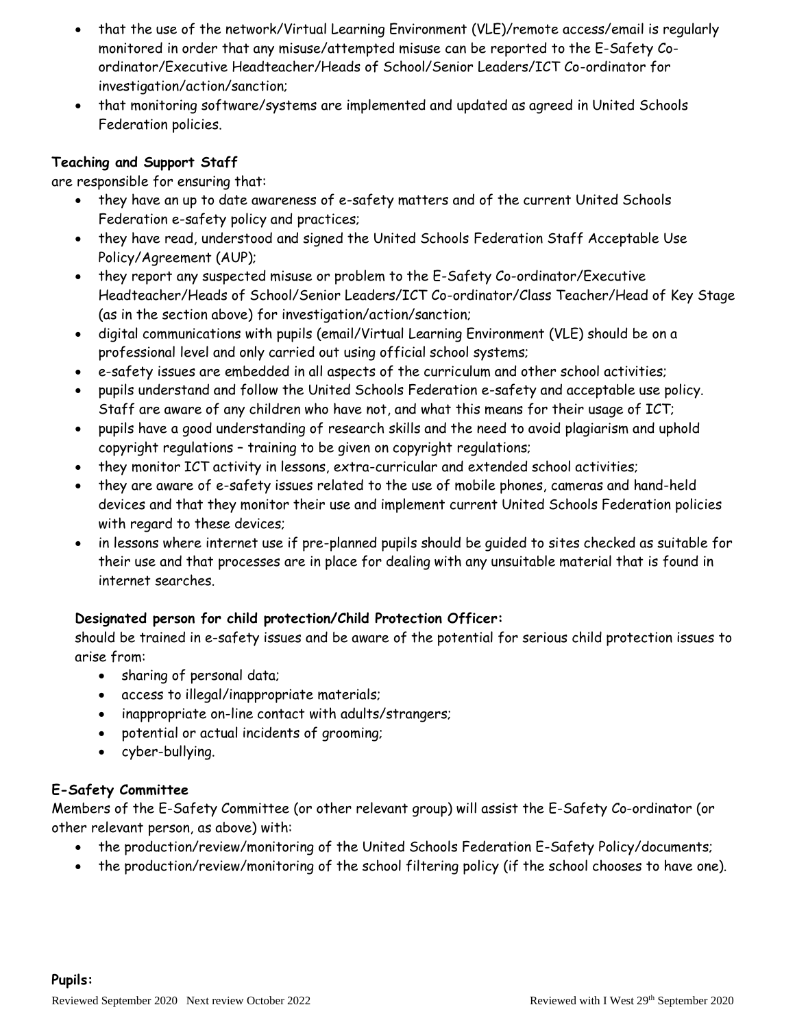- that the use of the network/Virtual Learning Environment (VLE)/remote access/email is regularly monitored in order that any misuse/attempted misuse can be reported to the E-Safety Co-ordinator/Executive Headteacher/Heads of School/Senior Leaders/ICT Co-ordinator for investigation/action/sanction;
- that monitoring software/systems are implemented and updated as agreed in United Schools Federation policies.

**Teaching and Support Staff**

are responsible for ensuring that:

- they have an up to date awareness of e-safety matters and of the current United Schools Federation e-safety policy and practices;
- they have read, understood and signed the United Schools Federation Staff Acceptable Use Policy/Agreement (AUP);
- they report any suspected misuse or problem to the E-Safety Co-ordinator/Executive Headteacher/Heads of School/Senior Leaders/ICT Co-ordinator/Class Teacher/Head of Key Stage (as in the section above) for investigation/action/sanction;
- digital communications with pupils (email/Virtual Learning Environment (VLE) should be on a professional level and only carried out using official school systems;
- e-safety issues are embedded in all aspects of the curriculum and other school activities;
- pupils understand and follow the United Schools Federation e-safety and acceptable use policy. Staff are aware of any children who have not, and what this means for their usage of ICT;
- pupils have a good understanding of research skills and the need to avoid plagiarism and uphold copyright regulations – training to be given on copyright regulations;
- they monitor ICT activity in lessons, extra-curricular and extended school activities;
- they are aware of e-safety issues related to the use of mobile phones, cameras and hand-held devices and that they monitor their use and implement current United Schools Federation policies with regard to these devices;
- in lessons where internet use if pre-planned pupils should be guided to sites checked as suitable for their use and that processes are in place for dealing with any unsuitable material that is found in internet searches.

**Designated person for child protection/Child Protection Officer:**

should be trained in e-safety issues and be aware of the potential for serious child protection issues to arise from:

- sharing of personal data;
- access to illegal/inappropriate materials;
- inappropriate on-line contact with adults/strangers;
- potential or actual incidents of grooming;
- cyber-bullying.

**E-Safety Committee**

Members of the E-Safety Committee (or other relevant group) will assist the E-Safety Co-ordinator (or other relevant person, as above) with:

- the production/review/monitoring of the United Schools Federation E-Safety Policy/documents;
- the production/review/monitoring of the school filtering policy (if the school chooses to have one).

**Pupils:**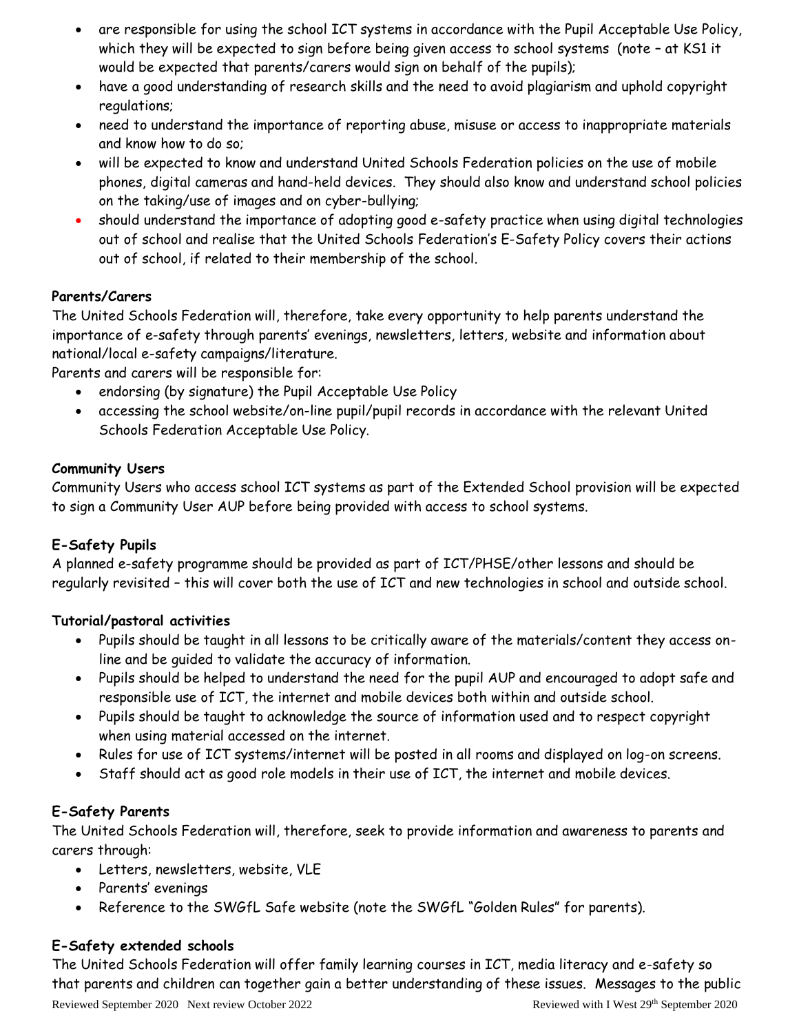- are responsible for using the school ICT systems in accordance with the Pupil Acceptable Use Policy, which they will be expected to sign before being given access to school systems (note – at KS1 it would be expected that parents/carers would sign on behalf of the pupils);
- have a good understanding of research skills and the need to avoid plagiarism and uphold copyright regulations;
- need to understand the importance of reporting abuse, misuse or access to inappropriate materials and know how to do so;
- will be expected to know and understand United Schools Federation policies on the use of mobile phones, digital cameras and hand-held devices. They should also know and understand school policies on the taking/use of images and on cyber-bullying;
- should understand the importance of adopting good e-safety practice when using digital technologies out of school and realise that the United Schools Federation's E-Safety Policy covers their actions out of school, if related to their membership of the school.

**Parents/Carers**

The United Schools Federation will, therefore, take every opportunity to help parents understand the importance of e-safety through parents' evenings, newsletters, letters, website and information about national/local e-safety campaigns/literature.

Parents and carers will be responsible for:

- endorsing (by signature) the Pupil Acceptable Use Policy
- accessing the school website/on-line pupil/pupil records in accordance with the relevant United Schools Federation Acceptable Use Policy.

**Community Users**

Community Users who access school ICT systems as part of the Extended School provision will be expected to sign a Community User AUP before being provided with access to school systems.

**E-Safety Pupils**

A planned e-safety programme should be provided as part of ICT/PHSE/other lessons and should be regularly revisited – this will cover both the use of ICT and new technologies in school and outside school.

**Tutorial/pastoral activities**

- Pupils should be taught in all lessons to be critically aware of the materials/content they access on-line and be guided to validate the accuracy of information.
- Pupils should be helped to understand the need for the pupil AUP and encouraged to adopt safe and responsible use of ICT, the internet and mobile devices both within and outside school.
- Pupils should be taught to acknowledge the source of information used and to respect copyright when using material accessed on the internet.
- Rules for use of ICT systems/internet will be posted in all rooms and displayed on log-on screens.
- Staff should act as good role models in their use of ICT, the internet and mobile devices.

**E-Safety Parents**

The United Schools Federation will, therefore, seek to provide information and awareness to parents and carers through:

- Letters, newsletters, website, VLE
- Parents' evenings
- Reference to the SWGfL Safe website (note the SWGfL "Golden Rules" for parents).

**E-Safety extended schools**

The United Schools Federation will offer family learning courses in ICT, media literacy and e-safety so that parents and children can together gain a better understanding of these issues. Messages to the public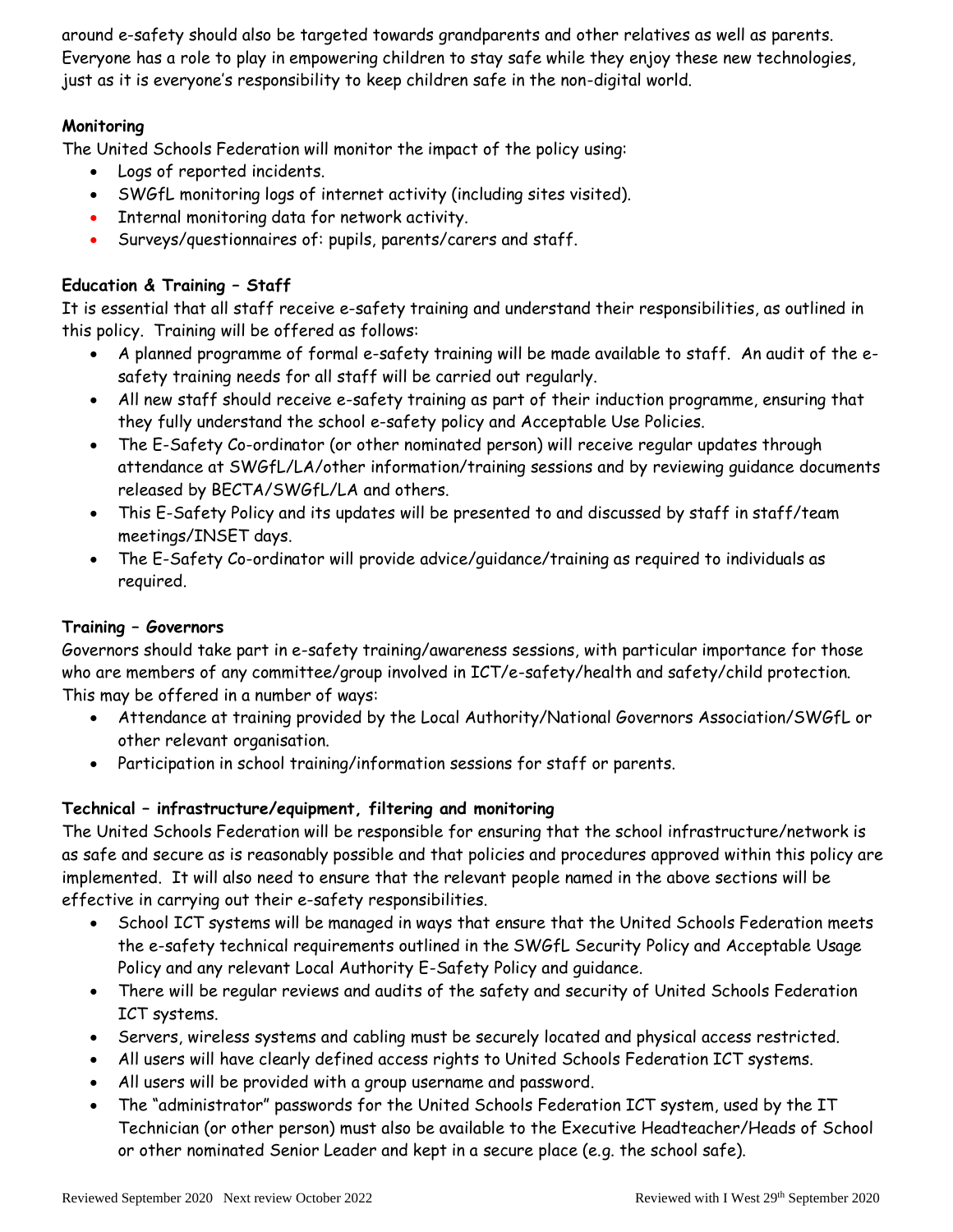around e-safety should also be targeted towards grandparents and other relatives as well as parents. Everyone has a role to play in empowering children to stay safe while they enjoy these new technologies, just as it is everyone's responsibility to keep children safe in the non-digital world.

**Monitoring**

The United Schools Federation will monitor the impact of the policy using:

- Logs of reported incidents.
- SWGfL monitoring logs of internet activity (including sites visited).
- Internal monitoring data for network activity.
- Surveys/questionnaires of: pupils, parents/carers and staff.

**Education & Training – Staff**

It is essential that all staff receive e-safety training and understand their responsibilities, as outlined in this policy. Training will be offered as follows:

- A planned programme of formal e-safety training will be made available to staff. An audit of the e-safety training needs for all staff will be carried out regularly.
- All new staff should receive e-safety training as part of their induction programme, ensuring that they fully understand the school e-safety policy and Acceptable Use Policies.
- The E-Safety Co-ordinator (or other nominated person) will receive regular updates through attendance at SWGfL/LA/other information/training sessions and by reviewing guidance documents released by BECTA/SWGfL/LA and others.
- This E-Safety Policy and its updates will be presented to and discussed by staff in staff/team meetings/INSET days.
- The E-Safety Co-ordinator will provide advice/guidance/training as required to individuals as required.

**Training – Governors**

Governors should take part in e-safety training/awareness sessions, with particular importance for those who are members of any committee/group involved in ICT/e-safety/health and safety/child protection. This may be offered in a number of ways:

- Attendance at training provided by the Local Authority/National Governors Association/SWGfL or other relevant organisation.
- Participation in school training/information sessions for staff or parents.

**Technical – infrastructure/equipment, filtering and monitoring**

The United Schools Federation will be responsible for ensuring that the school infrastructure/network is as safe and secure as is reasonably possible and that policies and procedures approved within this policy are implemented. It will also need to ensure that the relevant people named in the above sections will be effective in carrying out their e-safety responsibilities.

- School ICT systems will be managed in ways that ensure that the United Schools Federation meets the e-safety technical requirements outlined in the SWGfL Security Policy and Acceptable Usage Policy and any relevant Local Authority E-Safety Policy and guidance.
- There will be regular reviews and audits of the safety and security of United Schools Federation ICT systems.
- Servers, wireless systems and cabling must be securely located and physical access restricted.
- All users will have clearly defined access rights to United Schools Federation ICT systems.
- All users will be provided with a group username and password.
- The "administrator" passwords for the United Schools Federation ICT system, used by the IT Technician (or other person) must also be available to the Executive Headteacher/Heads of School or other nominated Senior Leader and kept in a secure place (e.g. the school safe).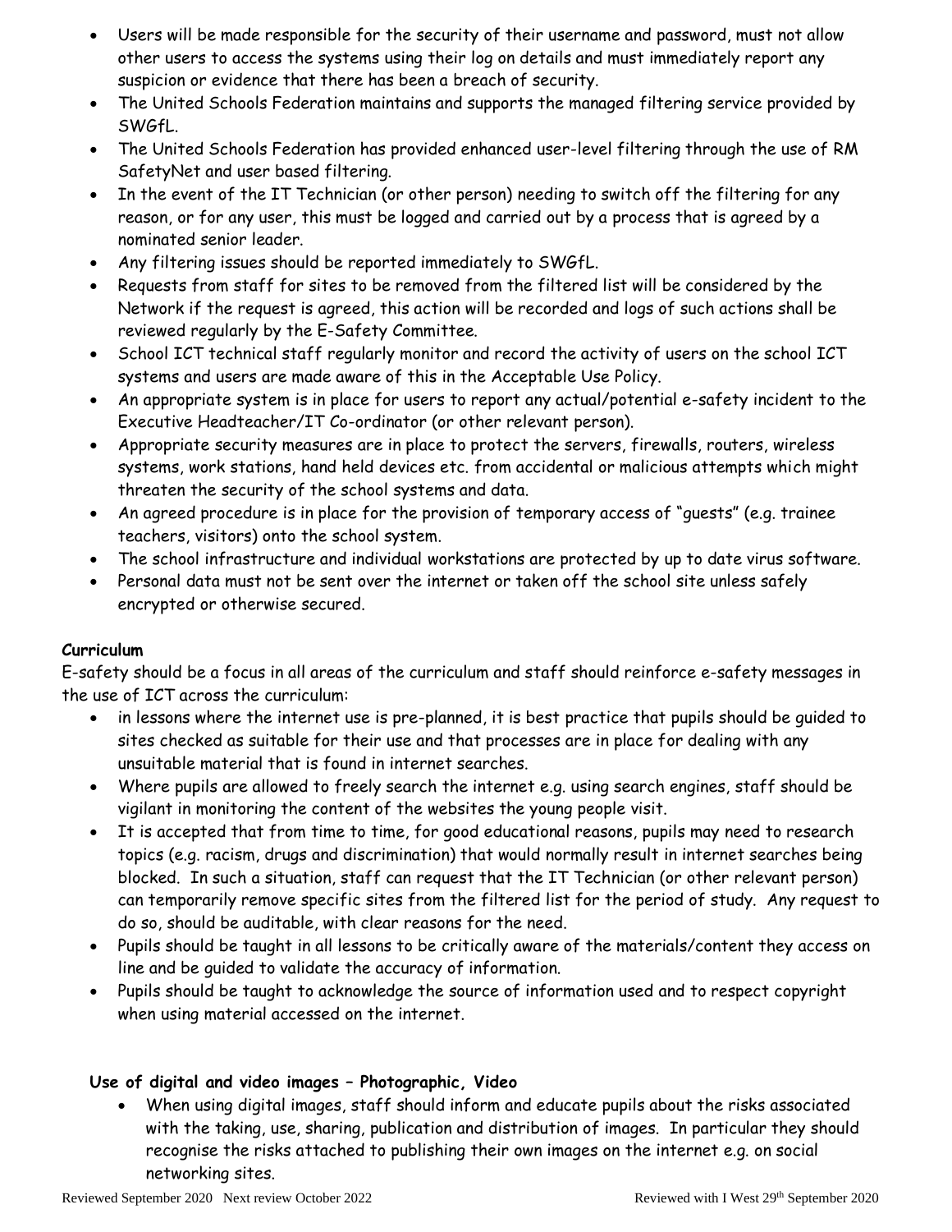- Users will be made responsible for the security of their username and password, must not allow other users to access the systems using their log on details and must immediately report any suspicion or evidence that there has been a breach of security.
- The United Schools Federation maintains and supports the managed filtering service provided by SWGfL.
- The United Schools Federation has provided enhanced user-level filtering through the use of RM SafetyNet and user based filtering.
- In the event of the IT Technician (or other person) needing to switch off the filtering for any reason, or for any user, this must be logged and carried out by a process that is agreed by a nominated senior leader.
- Any filtering issues should be reported immediately to SWGfL.
- Requests from staff for sites to be removed from the filtered list will be considered by the Network if the request is agreed, this action will be recorded and logs of such actions shall be reviewed regularly by the E-Safety Committee.
- School ICT technical staff regularly monitor and record the activity of users on the school ICT systems and users are made aware of this in the Acceptable Use Policy.
- An appropriate system is in place for users to report any actual/potential e-safety incident to the Executive Headteacher/IT Co-ordinator (or other relevant person).
- Appropriate security measures are in place to protect the servers, firewalls, routers, wireless systems, work stations, hand held devices etc. from accidental or malicious attempts which might threaten the security of the school systems and data.
- An agreed procedure is in place for the provision of temporary access of "guests" (e.g. trainee teachers, visitors) onto the school system.
- The school infrastructure and individual workstations are protected by up to date virus software.
- Personal data must not be sent over the internet or taken off the school site unless safely encrypted or otherwise secured.

**Curriculum**

E-safety should be a focus in all areas of the curriculum and staff should reinforce e-safety messages in the use of ICT across the curriculum:

- in lessons where the internet use is pre-planned, it is best practice that pupils should be guided to sites checked as suitable for their use and that processes are in place for dealing with any unsuitable material that is found in internet searches.
- Where pupils are allowed to freely search the internet e.g. using search engines, staff should be vigilant in monitoring the content of the websites the young people visit.
- It is accepted that from time to time, for good educational reasons, pupils may need to research topics (e.g. racism, drugs and discrimination) that would normally result in internet searches being blocked. In such a situation, staff can request that the IT Technician (or other relevant person) can temporarily remove specific sites from the filtered list for the period of study. Any request to do so, should be auditable, with clear reasons for the need.
- Pupils should be taught in all lessons to be critically aware of the materials/content they access on line and be guided to validate the accuracy of information.
- Pupils should be taught to acknowledge the source of information used and to respect copyright when using material accessed on the internet.

**Use of digital and video images – Photographic, Video**

- When using digital images, staff should inform and educate pupils about the risks associated with the taking, use, sharing, publication and distribution of images. In particular they should recognise the risks attached to publishing their own images on the internet e.g. on social networking sites.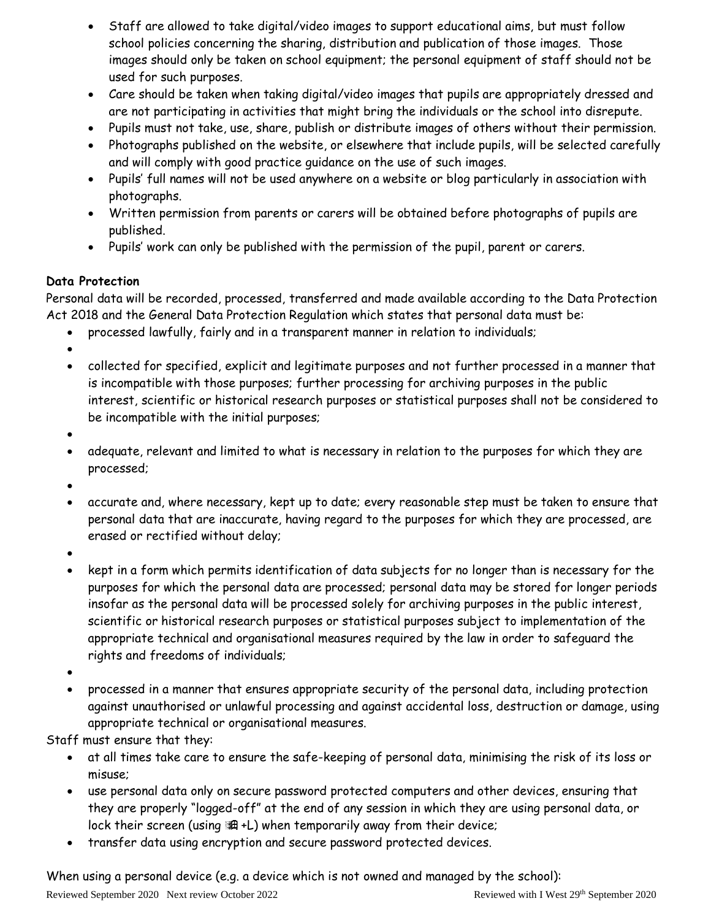- Staff are allowed to take digital/video images to support educational aims, but must follow school policies concerning the sharing, distribution and publication of those images. Those images should only be taken on school equipment; the personal equipment of staff should not be used for such purposes.
- Care should be taken when taking digital/video images that pupils are appropriately dressed and are not participating in activities that might bring the individuals or the school into disrepute.
- Pupils must not take, use, share, publish or distribute images of others without their permission.
- Photographs published on the website, or elsewhere that include pupils, will be selected carefully and will comply with good practice guidance on the use of such images.
- Pupils' full names will not be used anywhere on a website or blog particularly in association with photographs.
- Written permission from parents or carers will be obtained before photographs of pupils are published.
- Pupils' work can only be published with the permission of the pupil, parent or carers.

**Data Protection**

Personal data will be recorded, processed, transferred and made available according to the Data Protection Act 2018 and the General Data Protection Regulation which states that personal data must be:

- processed lawfully, fairly and in a transparent manner in relation to individuals;
- collected for specified, explicit and legitimate purposes and not further processed in a manner that is incompatible with those purposes; further processing for archiving purposes in the public interest, scientific or historical research purposes or statistical purposes shall not be considered to be incompatible with the initial purposes;
- adequate, relevant and limited to what is necessary in relation to the purposes for which they are processed;
- accurate and, where necessary, kept up to date; every reasonable step must be taken to ensure that personal data that are inaccurate, having regard to the purposes for which they are processed, are erased or rectified without delay;
- kept in a form which permits identification of data subjects for no longer than is necessary for the purposes for which the personal data are processed; personal data may be stored for longer periods insofar as the personal data will be processed solely for archiving purposes in the public interest, scientific or historical research purposes or statistical purposes subject to implementation of the appropriate technical and organisational measures required by the law in order to safeguard the rights and freedoms of individuals;
- processed in a manner that ensures appropriate security of the personal data, including protection against unauthorised or unlawful processing and against accidental loss, destruction or damage, using appropriate technical or organisational measures.

Staff must ensure that they:

- at all times take care to ensure the safe-keeping of personal data, minimising the risk of its loss or misuse;
- use personal data only on secure password protected computers and other devices, ensuring that they are properly "logged-off" at the end of any session in which they are using personal data, or lock their screen (using ⊞ +L) when temporarily away from their device;
- transfer data using encryption and secure password protected devices.

When using a personal device (e.g. a device which is not owned and managed by the school):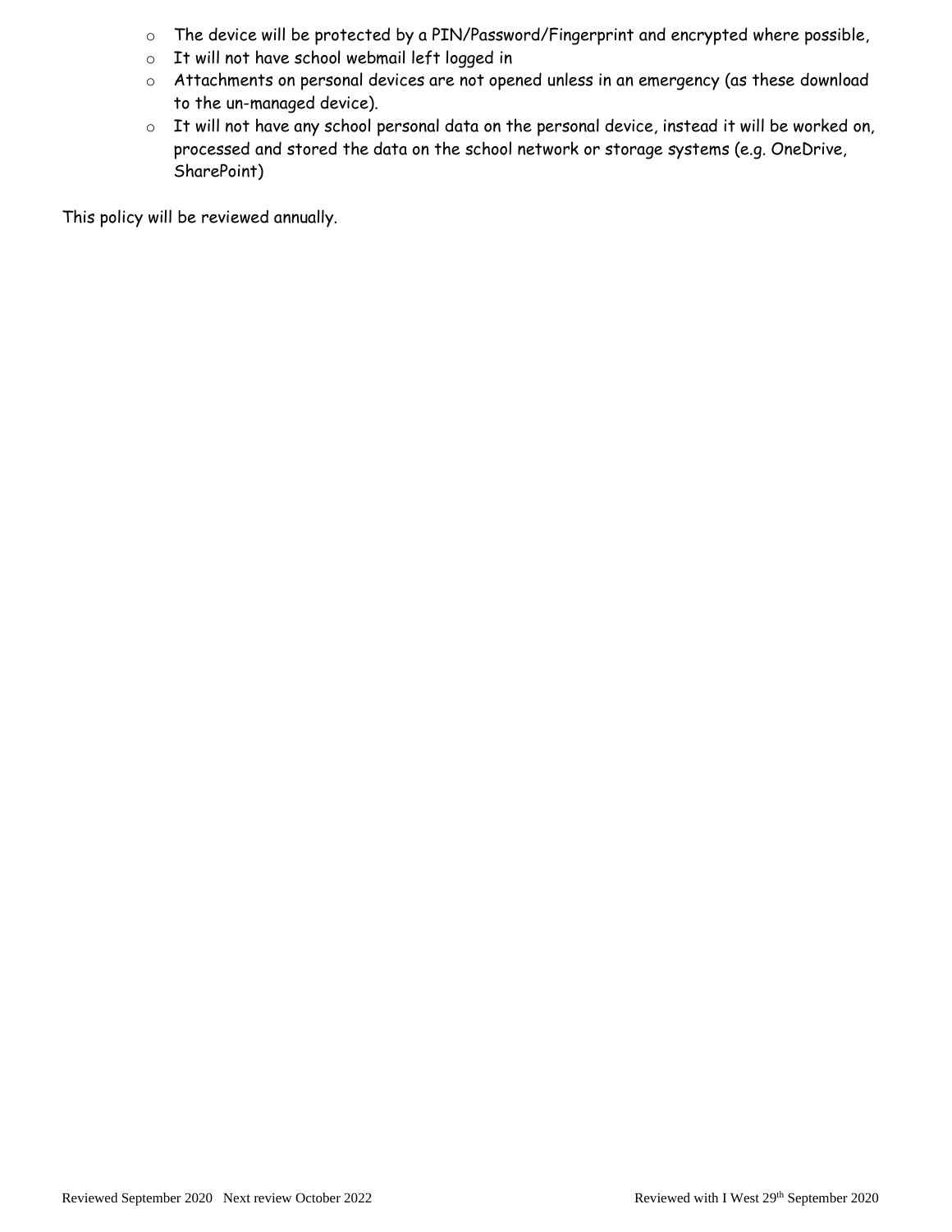- The device will be protected by a PIN/Password/Fingerprint and encrypted where possible,
- It will not have school webmail left logged in
- Attachments on personal devices are not opened unless in an emergency (as these download to the un-managed device).
- It will not have any school personal data on the personal device, instead it will be worked on, processed and stored the data on the school network or storage systems (e.g. OneDrive, SharePoint)

This policy will be reviewed annually.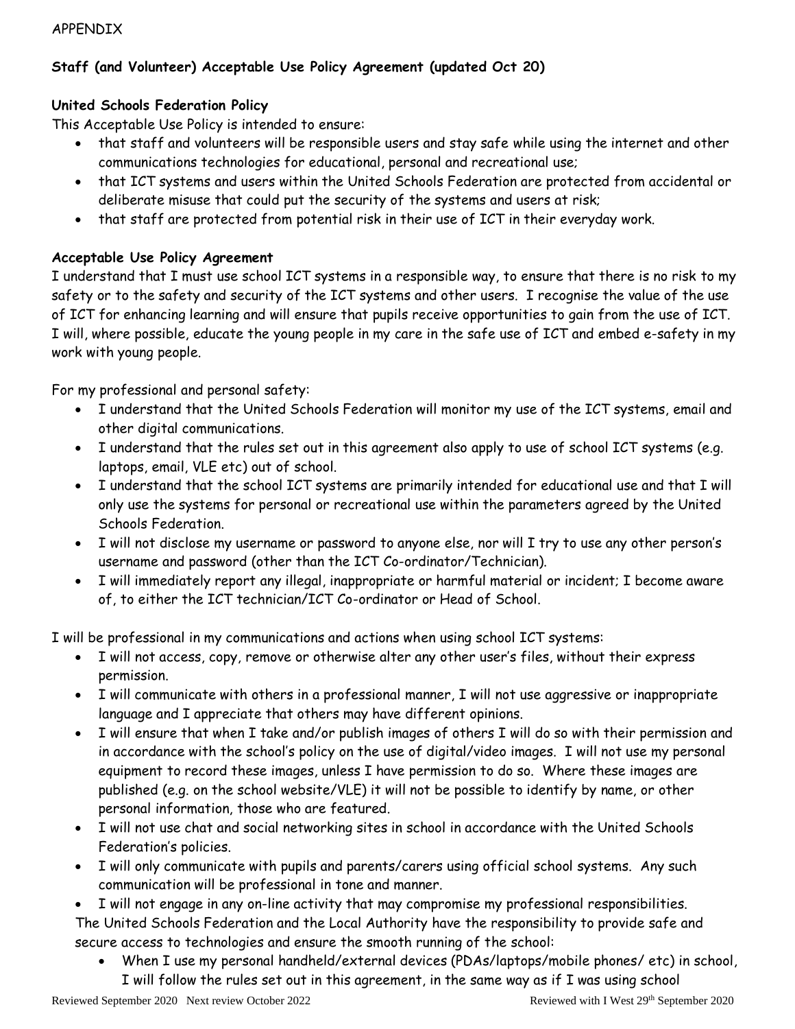APPENDIX

**Staff (and Volunteer) Acceptable Use Policy Agreement (updated Oct 20)**

**United Schools Federation Policy**

This Acceptable Use Policy is intended to ensure:

- that staff and volunteers will be responsible users and stay safe while using the internet and other communications technologies for educational, personal and recreational use;
- that ICT systems and users within the United Schools Federation are protected from accidental or deliberate misuse that could put the security of the systems and users at risk;
- that staff are protected from potential risk in their use of ICT in their everyday work.

**Acceptable Use Policy Agreement**

I understand that I must use school ICT systems in a responsible way, to ensure that there is no risk to my safety or to the safety and security of the ICT systems and other users. I recognise the value of the use of ICT for enhancing learning and will ensure that pupils receive opportunities to gain from the use of ICT. I will, where possible, educate the young people in my care in the safe use of ICT and embed e-safety in my work with young people.

For my professional and personal safety:

- I understand that the United Schools Federation will monitor my use of the ICT systems, email and other digital communications.
- I understand that the rules set out in this agreement also apply to use of school ICT systems (e.g. laptops, email, VLE etc) out of school.
- I understand that the school ICT systems are primarily intended for educational use and that I will only use the systems for personal or recreational use within the parameters agreed by the United Schools Federation.
- I will not disclose my username or password to anyone else, nor will I try to use any other person's username and password (other than the ICT Co-ordinator/Technician).
- I will immediately report any illegal, inappropriate or harmful material or incident; I become aware of, to either the ICT technician/ICT Co-ordinator or Head of School.

I will be professional in my communications and actions when using school ICT systems:

- I will not access, copy, remove or otherwise alter any other user's files, without their express permission.
- I will communicate with others in a professional manner, I will not use aggressive or inappropriate language and I appreciate that others may have different opinions.
- I will ensure that when I take and/or publish images of others I will do so with their permission and in accordance with the school's policy on the use of digital/video images. I will not use my personal equipment to record these images, unless I have permission to do so. Where these images are published (e.g. on the school website/VLE) it will not be possible to identify by name, or other personal information, those who are featured.
- I will not use chat and social networking sites in school in accordance with the United Schools Federation's policies.
- I will only communicate with pupils and parents/carers using official school systems. Any such communication will be professional in tone and manner.
- I will not engage in any on-line activity that may compromise my professional responsibilities.

The United Schools Federation and the Local Authority have the responsibility to provide safe and secure access to technologies and ensure the smooth running of the school:

- When I use my personal handheld/external devices (PDAs/laptops/mobile phones/ etc) in school, I will follow the rules set out in this agreement, in the same way as if I was using school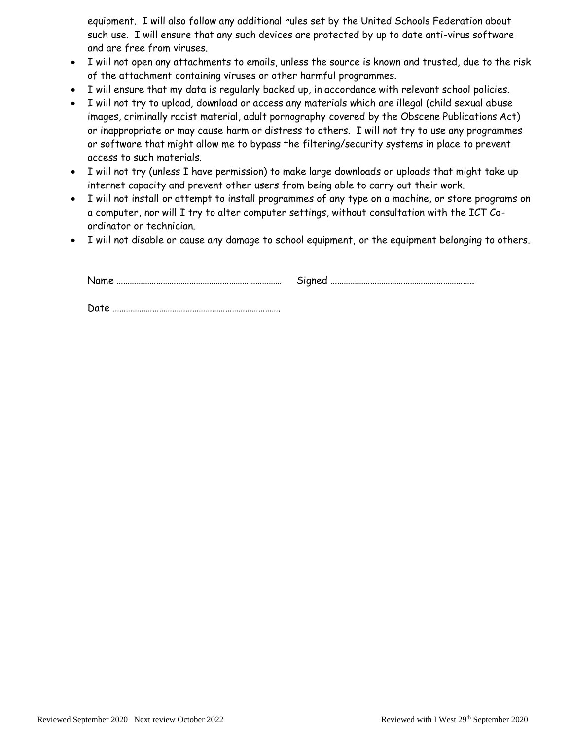equipment. I will also follow any additional rules set by the United Schools Federation about such use. I will ensure that any such devices are protected by up to date anti-virus software and are free from viruses.

- I will not open any attachments to emails, unless the source is known and trusted, due to the risk of the attachment containing viruses or other harmful programmes.
- I will ensure that my data is regularly backed up, in accordance with relevant school policies.
- I will not try to upload, download or access any materials which are illegal (child sexual abuse images, criminally racist material, adult pornography covered by the Obscene Publications Act) or inappropriate or may cause harm or distress to others. I will not try to use any programmes or software that might allow me to bypass the filtering/security systems in place to prevent access to such materials.
- I will not try (unless I have permission) to make large downloads or uploads that might take up internet capacity and prevent other users from being able to carry out their work.
- I will not install or attempt to install programmes of any type on a machine, or store programs on a computer, nor will I try to alter computer settings, without consultation with the ICT Co-ordinator or technician.
- I will not disable or cause any damage to school equipment, or the equipment belonging to others.

Name ………………………………………………………………… Signed ……………………………………………………….

Date ………………………………………………………………….